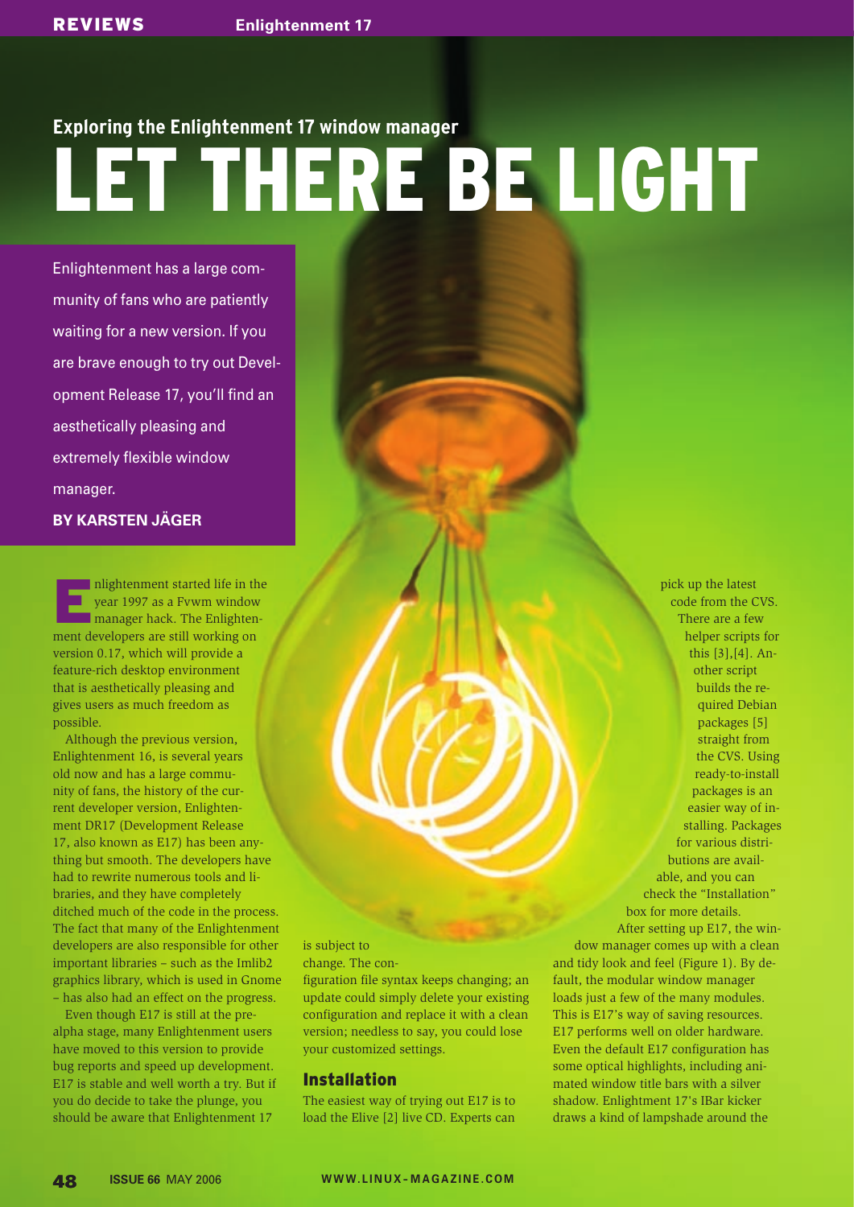## Exploring the Enlightenment 17 window manager

# LET THERE BE LIGHT

**Enlightenment has a large community of fans who are patiently waiting for a new version. If you are brave enough to try out Development Release 17, you'll find an aesthetically pleasing and extremely flexible window manager.**

**BY KARSTEN JÄGER**

Enlightenment started life in the year 1997 as a Fvwm window manager hack. The Enlightenment developers are still working on version 0.17, which will provide a feature-rich desktop environment that is aesthetically pleasing and gives users as much freedom as possible.

Although the previous version, Enlightenment 16, is several years old now and has a large community of fans, the history of the current developer version, Enlightenment DR17 (Development Release 17, also known as E17) has been anything but smooth. The developers have had to rewrite numerous tools and libraries, and they have completely ditched much of the code in the process. The fact that many of the Enlightenment developers are also responsible for other important libraries – such as the Imlib2 graphics library, which is used in Gnome – has also had an effect on the progress.

Even though E17 is still at the pre-alpha stage, many Enlightenment users have moved to this version to provide bug reports and speed up development. E17 is stable and well worth a try. But if you do decide to take the plunge, you should be aware that Enlightenment 17 is subject to change. The configuration file syntax keeps changing; an update could simply delete your existing configuration and replace it with a clean version; needless to say, you could lose your customized settings.

## Installation

The easiest way of trying out E17 is to load the Elive [2] live CD. Experts can pick up the latest code from the CVS. There are a few helper scripts for this [3],[4]. Another script builds the required Debian packages [5] straight from the CVS. Using ready-to-install packages is an easier way of installing. Packages for various distributions are available, and you can check the "Installation" box for more details.

After setting up E17, the window manager comes up with a clean and tidy look and feel (Figure 1). By default, the modular window manager loads just a few of the many modules. This is E17's way of saving resources. E17 performs well on older hardware. Even the default E17 configuration has some optical highlights, including animated window title bars with a silver shadow. Enlightment 17's IBar kicker draws a kind of lampshade around the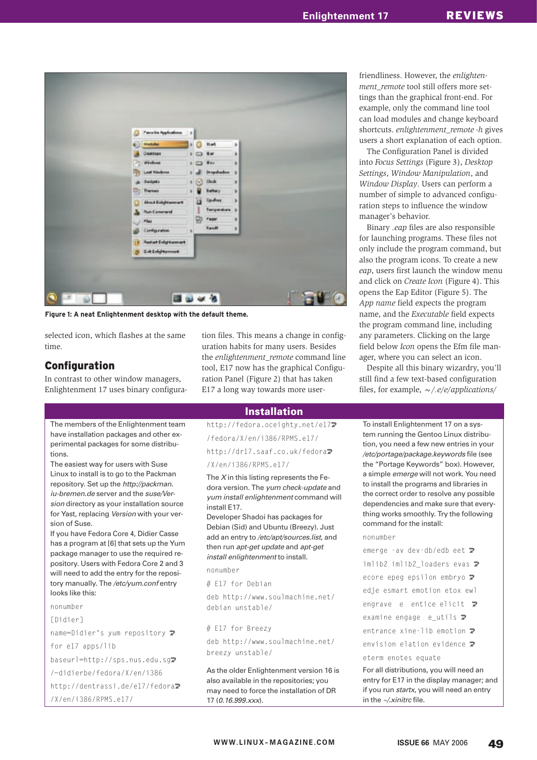Figure 1: A neat Enlightenment desktop with the default theme.

selected icon, which flashes at the same time.

## Configuration

In contrast to other window managers, Enlightenment 17 uses binary configuration files. This means a change in configuration habits for many users. Besides the *enlightenment_remote* command line tool, E17 now has the graphical Configuration Panel (Figure 2) that has taken E17 a long way towards more user-friendliness. However, the *enlightenment_remote* tool still offers more settings than the graphical front-end. For example, only the command line tool can load modules and change keyboard shortcuts. *enlightenment_remote -h* gives users a short explanation of each option.

The Configuration Panel is divided into *Focus Settings* (Figure 3), *Desktop Settings*, *Window Manipulation*, and *Window Display*. Users can perform a number of simple to advanced configuration steps to influence the window manager's behavior.

Binary *.eap* files are also responsible for launching programs. These files not only include the program command, but also the program icons. To create a new *eap*, users first launch the window menu and click on *Create Icon* (Figure 4). This opens the Eap Editor (Figure 5). The *App name* field expects the program name, and the *Executable* field expects the program command line, including any parameters. Clicking on the large field below *Icon* opens the Efm file manager, where you can select an icon.

Despite all this binary wizardry, you'll still find a few text-based configuration files, for example, *~/.e/e/applications/*

## Installation

The members of the Enlightenment team have installation packages and other experimental packages for some distributions.

The easiest way for users with Suse Linux to install is to go to the Packman repository. Set up the *http://packman.iu-bremen.de* server and the *suse/Version* directory as your installation source for Yast, replacing *Version* with your version of Suse.

If you have Fedora Core 4, Didier Casse has a program at [6] that sets up the Yum package manager to use the required repository. Users with Fedora Core 2 and 3 will need to add the entry for the repository manually. The */etc/yum.conf* entry looks like this:

```
[Didier]
name=Didier's yum repository ➥
for e17 apps/lib
baseurl=http://sps.nus.edu.sg➥
/~didierbe/fedora/X/en/i386
http://dentrassi.de/e17/fedora➥
/X/en/i386/RPMS.e17/
http://fedora.oceighty.net/e17➥
/fedora/X/en/i386/RPMS.e17/
http://dr17.saaf.co.uk/fedora➥
/X/en/i386/RPMS.e17/
```

The *X* in this listing represents the Fedora version. The *yum check-update* and *yum install enlightenment* command will install E17.

Developer Shadoi has packages for Debian (Sid) and Ubuntu (Breezy). Just add an entry to */etc/apt/sources.list*, and then run *apt-get update* and *apt-get install enlightenment* to install.

```
# E17 for Debian
deb http://www.soulmachine.net/
debian unstable/

# E17 for Breezy
deb http://www.soulmachine.net/
breezy unstable/
```

As the older Enlightenment version 16 is also available in the repositories; you may need to force the installation of DR 17 (*0.16.999.xxx*).

To install Enlightenment 17 on a system running the Gentoo Linux distribution, you need a few new entries in your */etc/portage/package.keywords* file (see the "Portage Keywords" box). However, a simple *emerge* will not work. You need to install the programs and libraries in the correct order to resolve any possible dependencies and make sure that everything works smoothly. Try the following command for the install:

```
emerge -av dev-db/edb eet ➥
imlib2 imlib2_loaders evas ➥
ecore epeg epsilon embryo ➥
edje esmart emotion etox ewl
engrave  e  entice elicit  ➥
examine engage  e_utils ➥
entrance xine-lib emotion ➥
envision elation evidence ➥
eterm enotes equate
```

For all distributions, you will need an entry for E17 in the display manager; and if you run *startx*, you will need an entry in the *~/.xinitrc* file.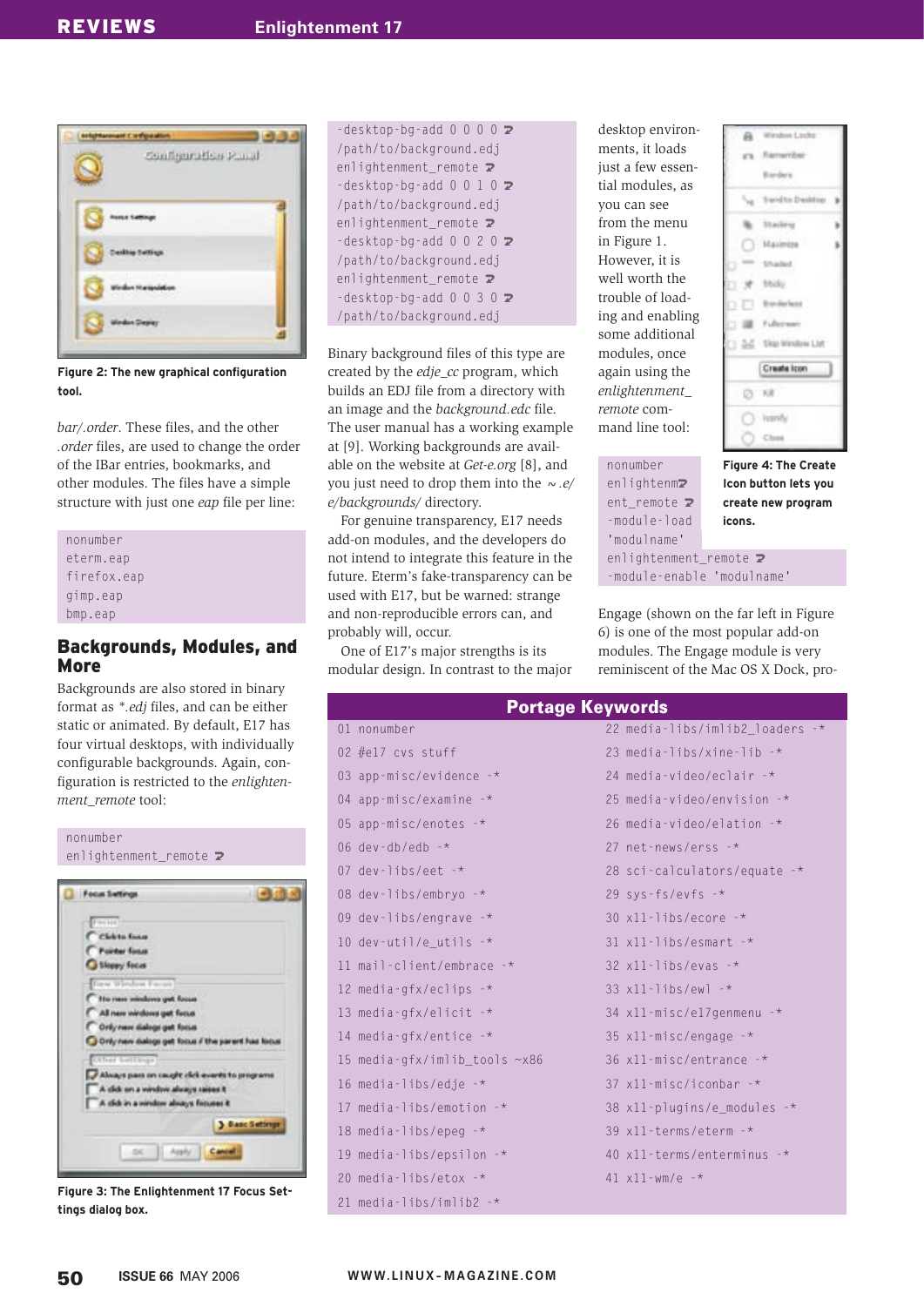Figure 2: The new graphical configuration tool.

*bar/.order*. These files, and the other *.order* files, are used to change the order of the IBar entries, bookmarks, and other modules. The files have a simple structure with just one *eap* file per line:

```
nonumber
eterm.eap
firefox.eap
gimp.eap
bmp.eap
```

## Backgrounds, Modules, and More

Backgrounds are also stored in binary format as *\*.edj* files, and can be either static or animated. By default, E17 has four virtual desktops, with individually configurable backgrounds. Again, configuration is restricted to the *enlightenment_remote* tool:

```
nonumber
enlightenment_remote ↩
-desktop-bg-add 0 0 0 0 ↩
/path/to/background.edj
enlightenment_remote ↩
-desktop-bg-add 0 0 1 0 ↩
/path/to/background.edj
enlightenment_remote ↩
-desktop-bg-add 0 0 2 0 ↩
/path/to/background.edj
enlightenment_remote ↩
-desktop-bg-add 0 0 3 0 ↩
/path/to/background.edj
```

Figure 3: The Enlightenment 17 Focus Settings dialog box.

Binary background files of this type are created by the *edje_cc* program, which builds an EDJ file from a directory with an image and the *background.edc* file. The user manual has a working example at [9]. Working backgrounds are available on the website at *Get-e.org* [8], and you just need to drop them into the *~.e/e/backgrounds/* directory.

For genuine transparency, E17 needs add-on modules, and the developers do not intend to integrate this feature in the future. Eterm's fake-transparency can be used with E17, but be warned: strange and non-reproducible errors can, and probably will, occur.

One of E17's major strengths is its modular design. In contrast to the major desktop environments, it loads just a few essential modules, as you can see from the menu in Figure 1. However, it is well worth the trouble of loading and enabling some additional modules, once again using the *enlightenment_remote* command line tool:

```
nonumber
enlightenm↩
ent_remote ↩
-module-load
'modulname'
enlightenment_remote ↩
-module-enable 'modulname'
```

Figure 4: The Create Icon button lets you create new program icons.

Engage (shown on the far left in Figure 6) is one of the most popular add-on modules. The Engage module is very reminiscent of the Mac OS X Dock, pro-

### Portage Keywords

```
01 nonumber                    22 media-libs/imlib2_loaders -*
02 #e17 cvs stuff              23 media-libs/xine-lib -*
03 app-misc/evidence -*        24 media-video/eclair -*
04 app-misc/examine -*         25 media-video/envision -*
05 app-misc/enotes -*          26 media-video/elation -*
06 dev-db/edb -*               27 net-news/erss -*
07 dev-libs/eet -*             28 sci-calculators/equate -*
08 dev-libs/embryo -*          29 sys-fs/evfs -*
09 dev-libs/engrave -*         30 x11-libs/ecore -*
10 dev-util/e_utils -*         31 x11-libs/esmart -*
11 mail-client/embrace -*      32 x11-libs/evas -*
12 media-gfx/eclips -*         33 x11-libs/ewl -*
13 media-gfx/elicit -*         34 x11-misc/e17genmenu -*
14 media-gfx/entice -*         35 x11-misc/engage -*
15 media-gfx/imlib_tools ~x86  36 x11-misc/entrance -*
16 media-libs/edje -*          37 x11-misc/iconbar -*
17 media-libs/emotion -*       38 x11-plugins/e_modules -*
18 media-libs/epeg -*          39 x11-terms/eterm -*
19 media-libs/epsilon -*       40 x11-terms/enterminus -*
20 media-libs/etox -*          41 x11-wm/e -*
21 media-libs/imlib2 -*
```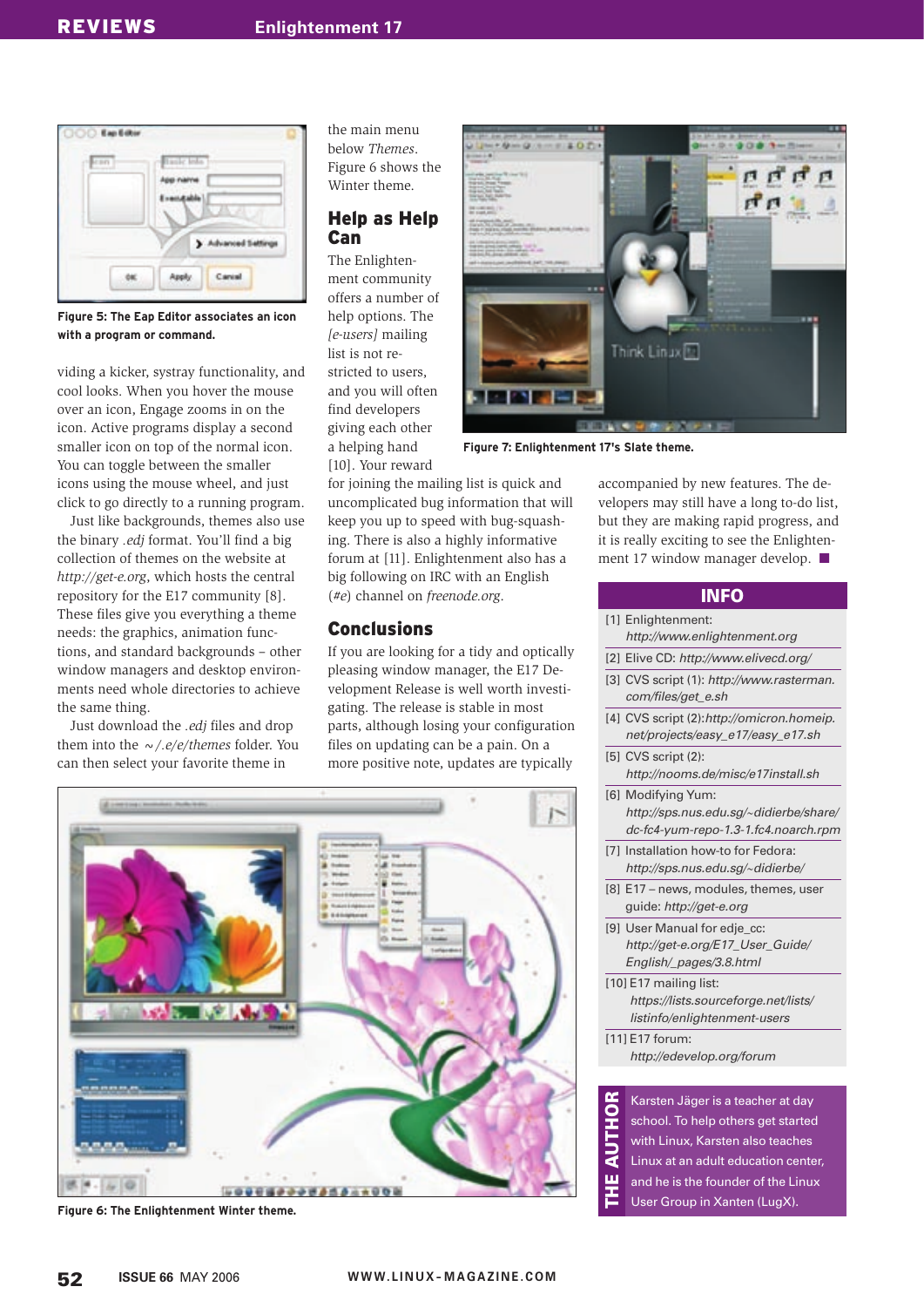Figure 5: The Eap Editor associates an icon with a program or command.

viding a kicker, systray functionality, and cool looks. When you hover the mouse over an icon, Engage zooms in on the icon. Active programs display a second smaller icon on top of the normal icon. You can toggle between the smaller icons using the mouse wheel, and just click to go directly to a running program.

Just like backgrounds, themes also use the binary *.edj* format. You'll find a big collection of themes on the website at *http://get-e.org*, which hosts the central repository for the E17 community [8]. These files give you everything a theme needs: the graphics, animation functions, and standard backgrounds – other window managers and desktop environments need whole directories to achieve the same thing.

Just download the *.edj* files and drop them into the *~/.e/e/themes* folder. You can then select your favorite theme in the main menu below *Themes*. Figure 6 shows the Winter theme.

## Help as Help Can

The Enlightenment community offers a number of help options. The *[e-users]* mailing list is not restricted to users, and you will often find developers giving each other a helping hand [10]. Your reward for joining the mailing list is quick and uncomplicated bug information that will keep you up to speed with bug-squashing. There is also a highly informative forum at [11]. Enlightenment also has a big following on IRC with an English (*#e*) channel on *freenode.org*.

## Conclusions

If you are looking for a tidy and optically pleasing window manager, the E17 Development Release is well worth investigating. The release is stable in most parts, although losing your configuration files on updating can be a pain. On a more positive note, updates are typically accompanied by new features. The developers may still have a long to-do list, but they are making rapid progress, and it is really exciting to see the Enlightenment 17 window manager develop. ■

Figure 7: Enlightenment 17's Slate theme.

Figure 6: The Enlightenment Winter theme.

## INFO

[1] Enlightenment: *http://www.enlightenment.org*

[2] Elive CD: *http://www.elivecd.org/*

[3] CVS script (1): *http://www.rasterman.com/files/get_e.sh*

[4] CVS script (2):*http://omicron.homeip.net/projects/easy_e17/easy_e17.sh*

[5] CVS script (2): *http://nooms.de/misc/e17install.sh*

[6] Modifying Yum: *http://sps.nus.edu.sg/~didierbe/share/dc-fc4-yum-repo-1.3-1.fc4.noarch.rpm*

[7] Installation how-to for Fedora: *http://sps.nus.edu.sg/~didierbe/*

[8] E17 – news, modules, themes, user guide: *http://get-e.org*

[9] User Manual for edje_cc: *http://get-e.org/E17_User_Guide/English/_pages/3.8.html*

[10] E17 mailing list: *https://lists.sourceforge.net/lists/listinfo/enlightenment-users*

[11] E17 forum: *http://edevelop.org/forum*

## THE AUTHOR

Karsten Jäger is a teacher at day school. To help others get started with Linux, Karsten also teaches Linux at an adult education center, and he is the founder of the Linux User Group in Xanten (LugX).